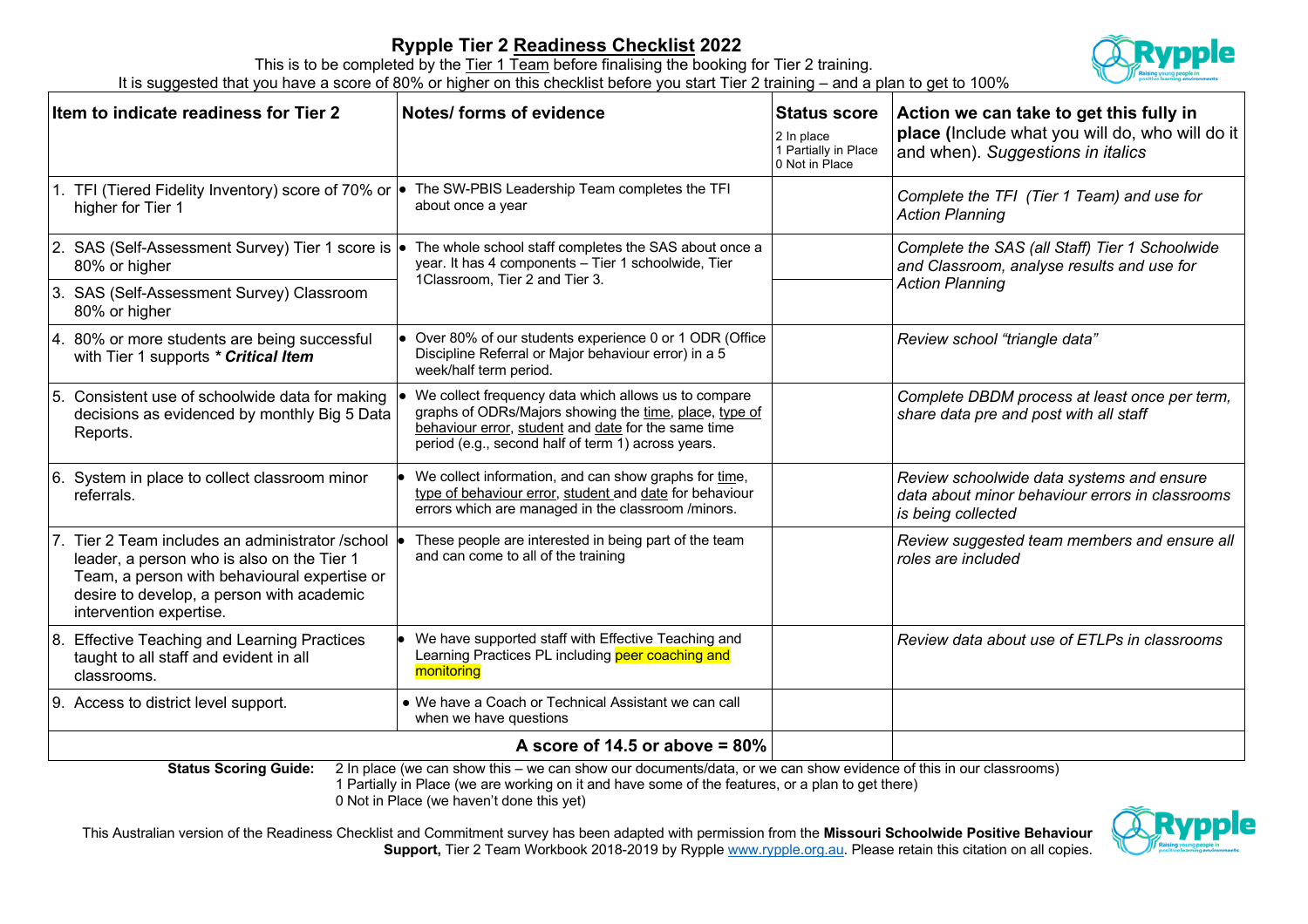# Rypple Tier 2 Readiness Checklist 2022

This is to be completed by the Tier 1 Team before finalising the booking for Tier 2 training.
It is suggested that you have a score of 80% or higher on this checklist before you start Tier 2 training – and a plan to get to 100%

| Item to indicate readiness for Tier 2 | Notes/ forms of evidence | Status score<br>2 In place<br>1 Partially in Place<br>0 Not in Place | Action we can take to get this fully in place (Include what you will do, who will do it and when). *Suggestions in italics* |
|---|---|---|---|
| 1. TFI (Tiered Fidelity Inventory) score of 70% or higher for Tier 1 | • The SW-PBIS Leadership Team completes the TFI about once a year | | *Complete the TFI (Tier 1 Team) and use for Action Planning* |
| 2. SAS (Self-Assessment Survey) Tier 1 score is 80% or higher | • The whole school staff completes the SAS about once a year. It has 4 components – Tier 1 schoolwide, Tier 1Classroom, Tier 2 and Tier 3. | | *Complete the SAS (all Staff) Tier 1 Schoolwide and Classroom, analyse results and use for Action Planning* |
| 3. SAS (Self-Assessment Survey) Classroom 80% or higher | | | |
| 4. 80% or more students are being successful with Tier 1 supports ***\* Critical Item*** | • Over 80% of our students experience 0 or 1 ODR (Office Discipline Referral or Major behaviour error) in a 5 week/half term period. | | *Review school "triangle data"* |
| 5. Consistent use of schoolwide data for making decisions as evidenced by monthly Big 5 Data Reports. | • We collect frequency data which allows us to compare graphs of ODRs/Majors showing the time, place, type of behaviour error, student and date for the same time period (e.g., second half of term 1) across years. | | *Complete DBDM process at least once per term, share data pre and post with all staff* |
| 6. System in place to collect classroom minor referrals. | • We collect information, and can show graphs for time, type of behaviour error, student and date for behaviour errors which are managed in the classroom /minors. | | *Review schoolwide data systems and ensure data about minor behaviour errors in classrooms is being collected* |
| 7. Tier 2 Team includes an administrator /school leader, a person who is also on the Tier 1 Team, a person with behavioural expertise or desire to develop, a person with academic intervention expertise. | • These people are interested in being part of the team and can come to all of the training | | *Review suggested team members and ensure all roles are included* |
| 8. Effective Teaching and Learning Practices taught to all staff and evident in all classrooms. | • We have supported staff with Effective Teaching and Learning Practices PL including peer coaching and monitoring | | *Review data about use of ETLPs in classrooms* |
| 9. Access to district level support. | • We have a Coach or Technical Assistant we can call when we have questions | | |
| | **A score of 14.5 or above = 80%** | | |

**Status Scoring Guide:** 2 In place (we can show this – we can show our documents/data, or we can show evidence of this in our classrooms)
1 Partially in Place (we are working on it and have some of the features, or a plan to get there)
0 Not in Place (we haven't done this yet)

This Australian version of the Readiness Checklist and Commitment survey has been adapted with permission from the **Missouri Schoolwide Positive Behaviour Support,** Tier 2 Team Workbook 2018-2019 by Rypple www.rypple.org.au. Please retain this citation on all copies.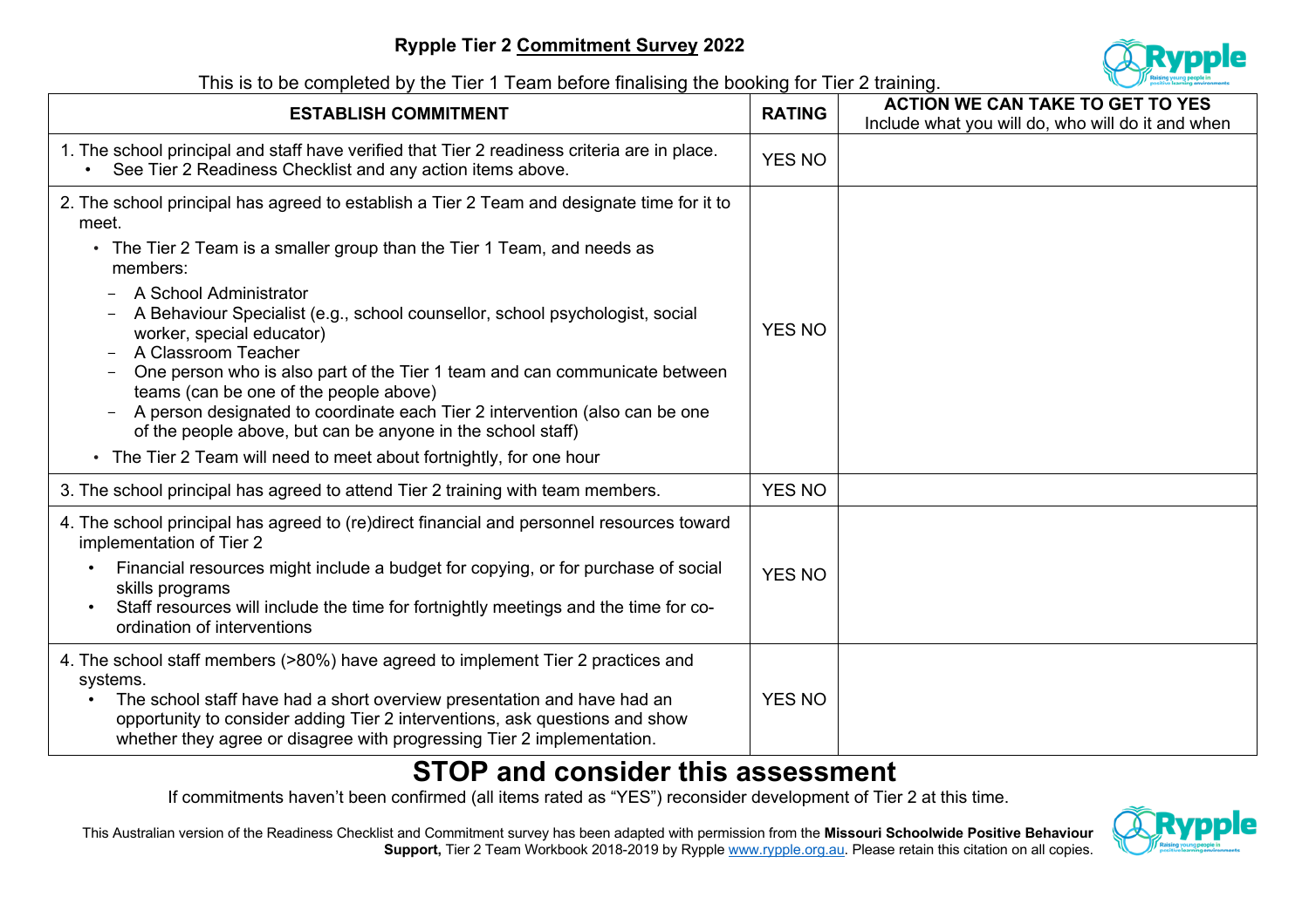## Rypple Tier 2 Commitment Survey 2022

This is to be completed by the Tier 1 Team before finalising the booking for Tier 2 training.

| ESTABLISH COMMITMENT | RATING | ACTION WE CAN TAKE TO GET TO YES<br>Include what you will do, who will do it and when |
|---|---|---|
| 1. The school principal and staff have verified that Tier 2 readiness criteria are in place.<br>• See Tier 2 Readiness Checklist and any action items above. | YES NO | |
| 2. The school principal has agreed to establish a Tier 2 Team and designate time for it to meet.<br>• The Tier 2 Team is a smaller group than the Tier 1 Team, and needs as members:<br>– A School Administrator<br>– A Behaviour Specialist (e.g., school counsellor, school psychologist, social worker, special educator)<br>– A Classroom Teacher<br>– One person who is also part of the Tier 1 team and can communicate between teams (can be one of the people above)<br>– A person designated to coordinate each Tier 2 intervention (also can be one of the people above, but can be anyone in the school staff)<br>• The Tier 2 Team will need to meet about fortnightly, for one hour | YES NO | |
| 3. The school principal has agreed to attend Tier 2 training with team members. | YES NO | |
| 4. The school principal has agreed to (re)direct financial and personnel resources toward implementation of Tier 2<br>• Financial resources might include a budget for copying, or for purchase of social skills programs<br>• Staff resources will include the time for fortnightly meetings and the time for co-ordination of interventions | YES NO | |
| 4. The school staff members (>80%) have agreed to implement Tier 2 practices and systems.<br>• The school staff have had a short overview presentation and have had an opportunity to consider adding Tier 2 interventions, ask questions and show whether they agree or disagree with progressing Tier 2 implementation. | YES NO | |

## STOP and consider this assessment

If commitments haven't been confirmed (all items rated as "YES") reconsider development of Tier 2 at this time.

This Australian version of the Readiness Checklist and Commitment survey has been adapted with permission from the **Missouri Schoolwide Positive Behaviour Support,** Tier 2 Team Workbook 2018-2019 by Rypple www.rypple.org.au. Please retain this citation on all copies.